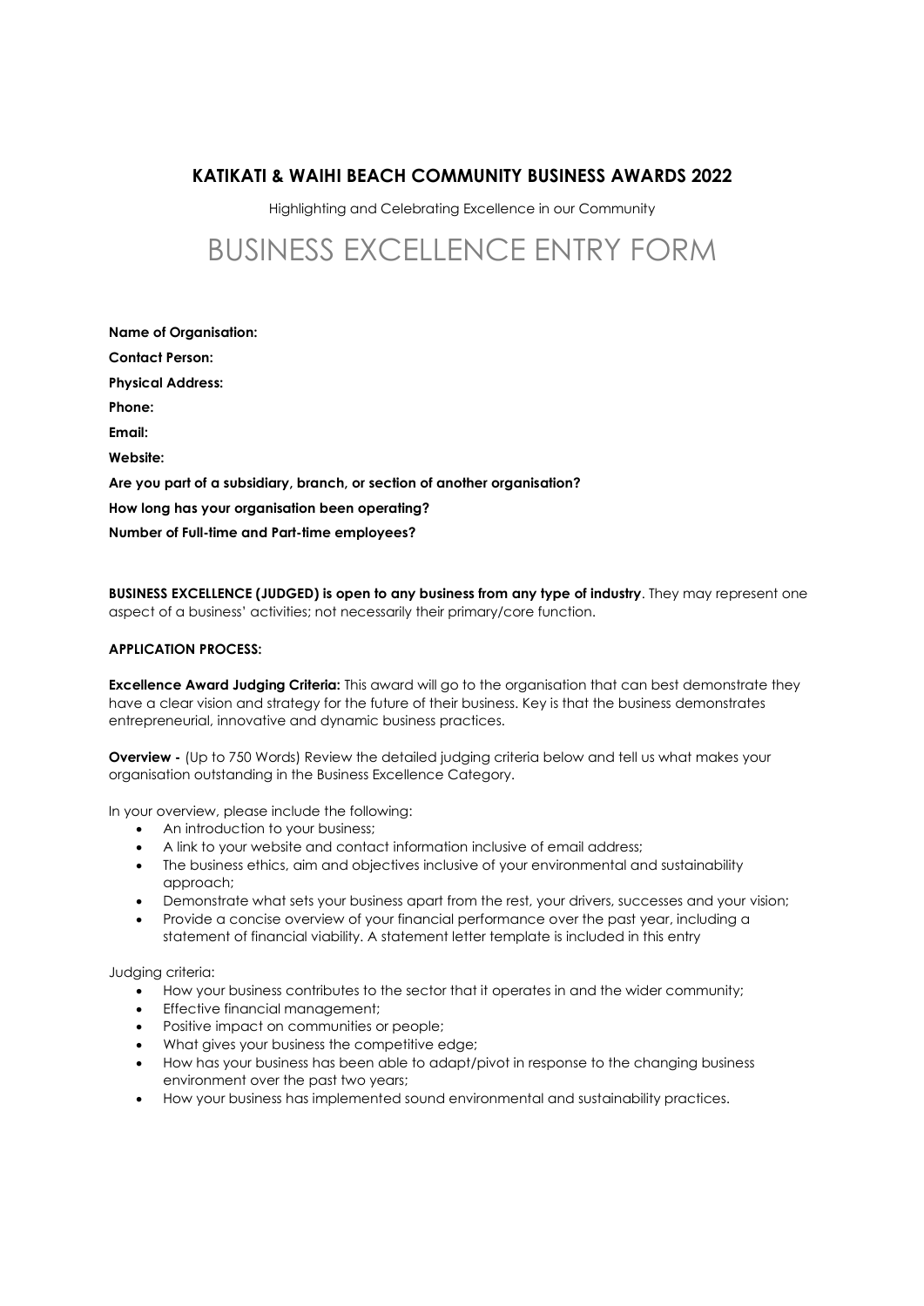## KATIKATI & WAIHI BEACH COMMUNITY BUSINESS AWARDS 2022

Highlighting and Celebrating Excellence in our Community

# BUSINESS EXCELLENCE ENTRY FORM

**Name of Organisation:**

**Contact Person:**

**Physical Address:**

**Phone:**

**Email:**

**Website:**

**Are you part of a subsidiary, branch, or section of another organisation?**

**How long has your organisation been operating?**

**Number of Full-time and Part-time employees?**

**BUSINESS EXCELLENCE (JUDGED) is open to any business from any type of industry**. They may represent one aspect of a business' activities; not necessarily their primary/core function.

**APPLICATION PROCESS:**

**Excellence Award Judging Criteria:** This award will go to the organisation that can best demonstrate they have a clear vision and strategy for the future of their business. Key is that the business demonstrates entrepreneurial, innovative and dynamic business practices.

**Overview -** (Up to 750 Words) Review the detailed judging criteria below and tell us what makes your organisation outstanding in the Business Excellence Category.

In your overview, please include the following:

- An introduction to your business;
- A link to your website and contact information inclusive of email address;
- The business ethics, aim and objectives inclusive of your environmental and sustainability approach;
- Demonstrate what sets your business apart from the rest, your drivers, successes and your vision;
- Provide a concise overview of your financial performance over the past year, including a statement of financial viability. A statement letter template is included in this entry

Judging criteria:

- How your business contributes to the sector that it operates in and the wider community;
- Effective financial management;
- Positive impact on communities or people;
- What gives your business the competitive edge;
- How has your business has been able to adapt/pivot in response to the changing business environment over the past two years;
- How your business has implemented sound environmental and sustainability practices.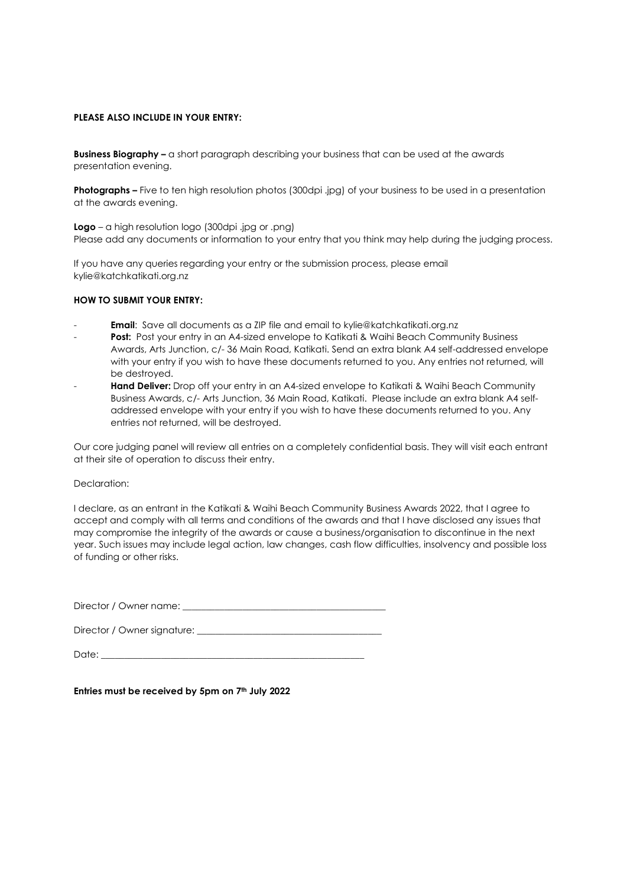**PLEASE ALSO INCLUDE IN YOUR ENTRY:**

**Business Biography –** a short paragraph describing your business that can be used at the awards presentation evening.

**Photographs –** Five to ten high resolution photos (300dpi .jpg) of your business to be used in a presentation at the awards evening.

**Logo** – a high resolution logo (300dpi .jpg or .png)
Please add any documents or information to your entry that you think may help during the judging process.

If you have any queries regarding your entry or the submission process, please email kylie@katchkatikati.org.nz

**HOW TO SUBMIT YOUR ENTRY:**

- **Email**: Save all documents as a ZIP file and email to kylie@katchkatikati.org.nz
- **Post:** Post your entry in an A4-sized envelope to Katikati & Waihi Beach Community Business Awards, Arts Junction, c/- 36 Main Road, Katikati. Send an extra blank A4 self-addressed envelope with your entry if you wish to have these documents returned to you. Any entries not returned, will be destroyed.
- **Hand Deliver:** Drop off your entry in an A4-sized envelope to Katikati & Waihi Beach Community Business Awards, c/- Arts Junction, 36 Main Road, Katikati. Please include an extra blank A4 self-addressed envelope with your entry if you wish to have these documents returned to you. Any entries not returned, will be destroyed.

Our core judging panel will review all entries on a completely confidential basis. They will visit each entrant at their site of operation to discuss their entry.

Declaration:

I declare, as an entrant in the Katikati & Waihi Beach Community Business Awards 2022, that I agree to accept and comply with all terms and conditions of the awards and that I have disclosed any issues that may compromise the integrity of the awards or cause a business/organisation to discontinue in the next year. Such issues may include legal action, law changes, cash flow difficulties, insolvency and possible loss of funding or other risks.

Director / Owner name: ___________________________________________

Director / Owner signature: ______________________________________

Date: ________________________________________________________

**Entries must be received by 5pm on 7th July 2022**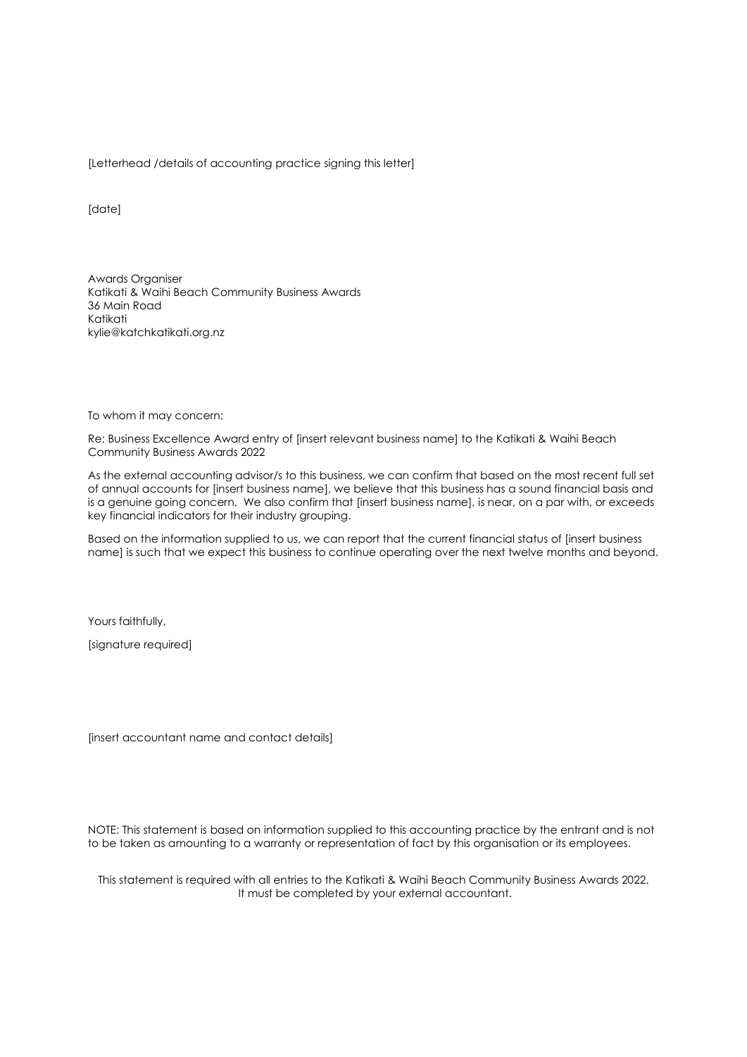[Letterhead /details of accounting practice signing this letter]

[date]

Awards Organiser
Katikati & Waihi Beach Community Business Awards
36 Main Road
Katikati
kylie@katchkatikati.org.nz

To whom it may concern:

Re: Business Excellence Award entry of [insert relevant business name] to the Katikati & Waihi Beach Community Business Awards 2022

As the external accounting advisor/s to this business, we can confirm that based on the most recent full set of annual accounts for [insert business name], we believe that this business has a sound financial basis and is a genuine going concern. We also confirm that [insert business name], is near, on a par with, or exceeds key financial indicators for their industry grouping.

Based on the information supplied to us, we can report that the current financial status of [insert business name] is such that we expect this business to continue operating over the next twelve months and beyond.

Yours faithfully,

[signature required]

[insert accountant name and contact details]

NOTE: This statement is based on information supplied to this accounting practice by the entrant and is not to be taken as amounting to a warranty or representation of fact by this organisation or its employees.

This statement is required with all entries to the Katikati & Waihi Beach Community Business Awards 2022.
It must be completed by your external accountant.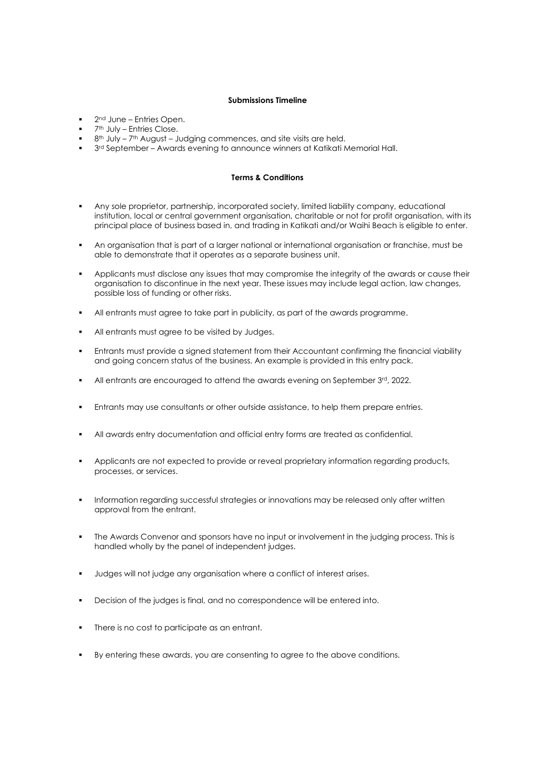**Submissions Timeline**

- 2nd June – Entries Open.
- 7th July – Entries Close.
- 8th July – 7th August – Judging commences, and site visits are held.
- 3rd September – Awards evening to announce winners at Katikati Memorial Hall.

**Terms & Conditions**

- Any sole proprietor, partnership, incorporated society, limited liability company, educational institution, local or central government organisation, charitable or not for profit organisation, with its principal place of business based in, and trading in Katikati and/or Waihi Beach is eligible to enter.
- An organisation that is part of a larger national or international organisation or franchise, must be able to demonstrate that it operates as a separate business unit.
- Applicants must disclose any issues that may compromise the integrity of the awards or cause their organisation to discontinue in the next year. These issues may include legal action, law changes, possible loss of funding or other risks.
- All entrants must agree to take part in publicity, as part of the awards programme.
- All entrants must agree to be visited by Judges.
- Entrants must provide a signed statement from their Accountant confirming the financial viability and going concern status of the business. An example is provided in this entry pack.
- All entrants are encouraged to attend the awards evening on September 3rd, 2022.
- Entrants may use consultants or other outside assistance, to help them prepare entries.
- All awards entry documentation and official entry forms are treated as confidential.
- Applicants are not expected to provide or reveal proprietary information regarding products, processes, or services.
- Information regarding successful strategies or innovations may be released only after written approval from the entrant.
- The Awards Convenor and sponsors have no input or involvement in the judging process. This is handled wholly by the panel of independent judges.
- Judges will not judge any organisation where a conflict of interest arises.
- Decision of the judges is final, and no correspondence will be entered into.
- There is no cost to participate as an entrant.
- By entering these awards, you are consenting to agree to the above conditions.